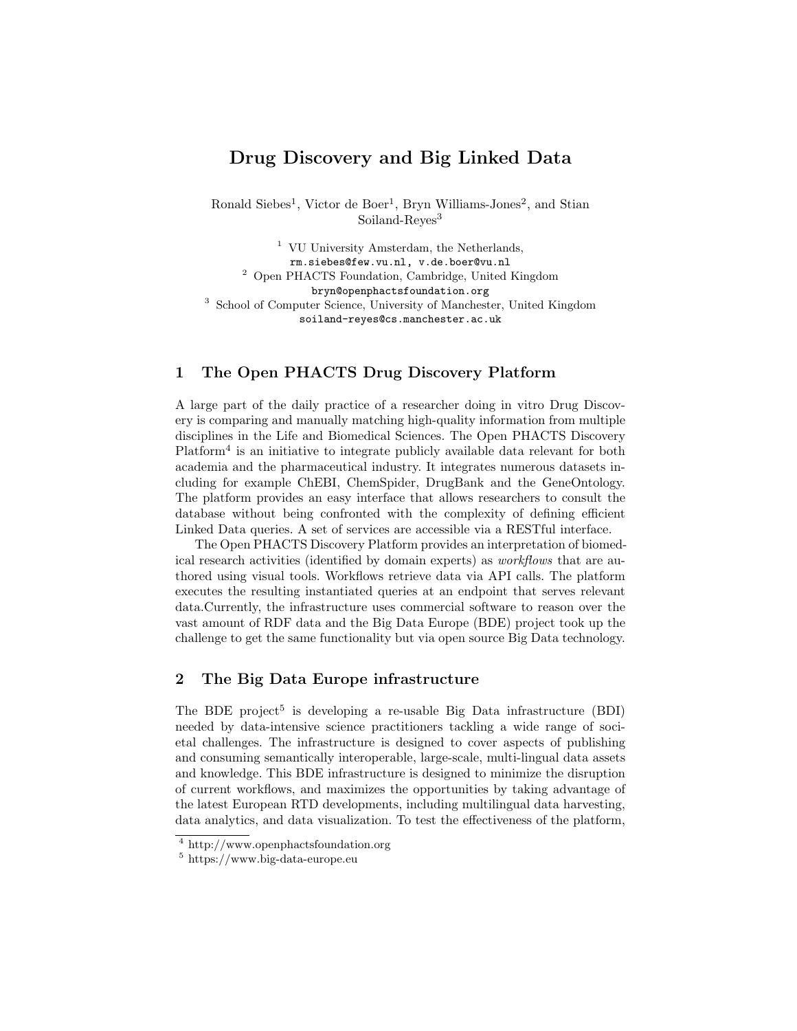# Drug Discovery and Big Linked Data

Ronald Siebes[1], Victor de Boer[1], Bryn Williams-Jones[2], and Stian Soiland-Reyes[3]

[1] VU University Amsterdam, the Netherlands,
rm.siebes@few.vu.nl, v.de.boer@vu.nl
[2] Open PHACTS Foundation, Cambridge, United Kingdom
bryn@openphactsfoundation.org
[3] School of Computer Science, University of Manchester, United Kingdom
soiland-reyes@cs.manchester.ac.uk

## 1 The Open PHACTS Drug Discovery Platform

A large part of the daily practice of a researcher doing in vitro Drug Discovery is comparing and manually matching high-quality information from multiple disciplines in the Life and Biomedical Sciences. The Open PHACTS Discovery Platform[4] is an initiative to integrate publicly available data relevant for both academia and the pharmaceutical industry. It integrates numerous datasets including for example ChEBI, ChemSpider, DrugBank and the GeneOntology. The platform provides an easy interface that allows researchers to consult the database without being confronted with the complexity of defining efficient Linked Data queries. A set of services are accessible via a RESTful interface.

The Open PHACTS Discovery Platform provides an interpretation of biomedical research activities (identified by domain experts) as *workflows* that are authored using visual tools. Workflows retrieve data via API calls. The platform executes the resulting instantiated queries at an endpoint that serves relevant data.Currently, the infrastructure uses commercial software to reason over the vast amount of RDF data and the Big Data Europe (BDE) project took up the challenge to get the same functionality but via open source Big Data technology.

## 2 The Big Data Europe infrastructure

The BDE project[5] is developing a re-usable Big Data infrastructure (BDI) needed by data-intensive science practitioners tackling a wide range of societal challenges. The infrastructure is designed to cover aspects of publishing and consuming semantically interoperable, large-scale, multi-lingual data assets and knowledge. This BDE infrastructure is designed to minimize the disruption of current workflows, and maximizes the opportunities by taking advantage of the latest European RTD developments, including multilingual data harvesting, data analytics, and data visualization. To test the effectiveness of the platform,

[4] http://www.openphactsfoundation.org
[5] https://www.big-data-europe.eu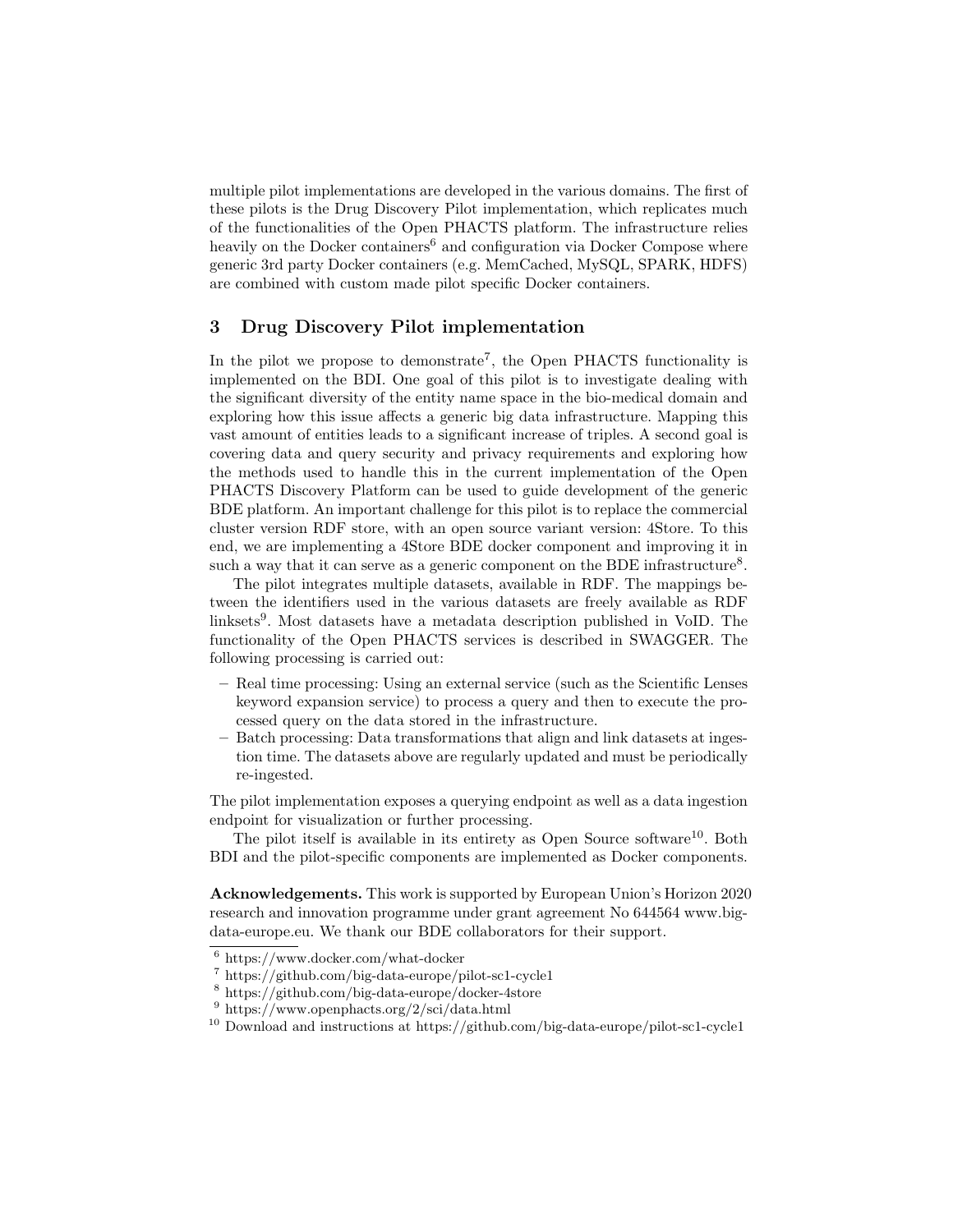multiple pilot implementations are developed in the various domains. The first of these pilots is the Drug Discovery Pilot implementation, which replicates much of the functionalities of the Open PHACTS platform. The infrastructure relies heavily on the Docker containers[6] and configuration via Docker Compose where generic 3rd party Docker containers (e.g. MemCached, MySQL, SPARK, HDFS) are combined with custom made pilot specific Docker containers.

## 3 Drug Discovery Pilot implementation

In the pilot we propose to demonstrate[7], the Open PHACTS functionality is implemented on the BDI. One goal of this pilot is to investigate dealing with the significant diversity of the entity name space in the bio-medical domain and exploring how this issue affects a generic big data infrastructure. Mapping this vast amount of entities leads to a significant increase of triples. A second goal is covering data and query security and privacy requirements and exploring how the methods used to handle this in the current implementation of the Open PHACTS Discovery Platform can be used to guide development of the generic BDE platform. An important challenge for this pilot is to replace the commercial cluster version RDF store, with an open source variant version: 4Store. To this end, we are implementing a 4Store BDE docker component and improving it in such a way that it can serve as a generic component on the BDE infrastructure[8].

The pilot integrates multiple datasets, available in RDF. The mappings between the identifiers used in the various datasets are freely available as RDF linksets[9]. Most datasets have a metadata description published in VoID. The functionality of the Open PHACTS services is described in SWAGGER. The following processing is carried out:

- Real time processing: Using an external service (such as the Scientific Lenses keyword expansion service) to process a query and then to execute the processed query on the data stored in the infrastructure.
- Batch processing: Data transformations that align and link datasets at ingestion time. The datasets above are regularly updated and must be periodically re-ingested.

The pilot implementation exposes a querying endpoint as well as a data ingestion endpoint for visualization or further processing.

The pilot itself is available in its entirety as Open Source software[10]. Both BDI and the pilot-specific components are implemented as Docker components.

**Acknowledgements.** This work is supported by European Union's Horizon 2020 research and innovation programme under grant agreement No 644564 www.big-data-europe.eu. We thank our BDE collaborators for their support.

[6] https://www.docker.com/what-docker

[7] https://github.com/big-data-europe/pilot-sc1-cycle1

[8] https://github.com/big-data-europe/docker-4store

[9] https://www.openphacts.org/2/sci/data.html

[10] Download and instructions at https://github.com/big-data-europe/pilot-sc1-cycle1